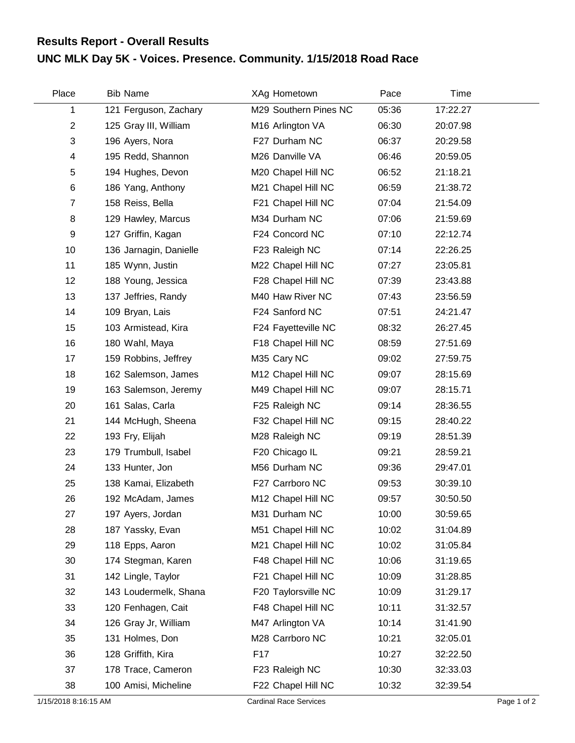## Results Report - Overall Results

# UNC MLK Day 5K - Voices. Presence. Community. 1/15/2018 Road Race

| Place | Bib | Name | XAg | Hometown | Pace | Time |
|---|---|---|---|---|---|---|
| 1 | 121 | Ferguson, Zachary | M29 | Southern Pines NC | 05:36 | 17:22.27 |
| 2 | 125 | Gray III, William | M16 | Arlington VA | 06:30 | 20:07.98 |
| 3 | 196 | Ayers, Nora | F27 | Durham NC | 06:37 | 20:29.58 |
| 4 | 195 | Redd, Shannon | M26 | Danville VA | 06:46 | 20:59.05 |
| 5 | 194 | Hughes, Devon | M20 | Chapel Hill NC | 06:52 | 21:18.21 |
| 6 | 186 | Yang, Anthony | M21 | Chapel Hill NC | 06:59 | 21:38.72 |
| 7 | 158 | Reiss, Bella | F21 | Chapel Hill NC | 07:04 | 21:54.09 |
| 8 | 129 | Hawley, Marcus | M34 | Durham NC | 07:06 | 21:59.69 |
| 9 | 127 | Griffin, Kagan | F24 | Concord NC | 07:10 | 22:12.74 |
| 10 | 136 | Jarnagin, Danielle | F23 | Raleigh NC | 07:14 | 22:26.25 |
| 11 | 185 | Wynn, Justin | M22 | Chapel Hill NC | 07:27 | 23:05.81 |
| 12 | 188 | Young, Jessica | F28 | Chapel Hill NC | 07:39 | 23:43.88 |
| 13 | 137 | Jeffries, Randy | M40 | Haw River NC | 07:43 | 23:56.59 |
| 14 | 109 | Bryan, Lais | F24 | Sanford NC | 07:51 | 24:21.47 |
| 15 | 103 | Armistead, Kira | F24 | Fayetteville NC | 08:32 | 26:27.45 |
| 16 | 180 | Wahl, Maya | F18 | Chapel Hill NC | 08:59 | 27:51.69 |
| 17 | 159 | Robbins, Jeffrey | M35 | Cary NC | 09:02 | 27:59.75 |
| 18 | 162 | Salemson, James | M12 | Chapel Hill NC | 09:07 | 28:15.69 |
| 19 | 163 | Salemson, Jeremy | M49 | Chapel Hill NC | 09:07 | 28:15.71 |
| 20 | 161 | Salas, Carla | F25 | Raleigh NC | 09:14 | 28:36.55 |
| 21 | 144 | McHugh, Sheena | F32 | Chapel Hill NC | 09:15 | 28:40.22 |
| 22 | 193 | Fry, Elijah | M28 | Raleigh NC | 09:19 | 28:51.39 |
| 23 | 179 | Trumbull, Isabel | F20 | Chicago IL | 09:21 | 28:59.21 |
| 24 | 133 | Hunter, Jon | M56 | Durham NC | 09:36 | 29:47.01 |
| 25 | 138 | Kamai, Elizabeth | F27 | Carrboro NC | 09:53 | 30:39.10 |
| 26 | 192 | McAdam, James | M12 | Chapel Hill NC | 09:57 | 30:50.50 |
| 27 | 197 | Ayers, Jordan | M31 | Durham NC | 10:00 | 30:59.65 |
| 28 | 187 | Yassky, Evan | M51 | Chapel Hill NC | 10:02 | 31:04.89 |
| 29 | 118 | Epps, Aaron | M21 | Chapel Hill NC | 10:02 | 31:05.84 |
| 30 | 174 | Stegman, Karen | F48 | Chapel Hill NC | 10:06 | 31:19.65 |
| 31 | 142 | Lingle, Taylor | F21 | Chapel Hill NC | 10:09 | 31:28.85 |
| 32 | 143 | Loudermelk, Shana | F20 | Taylorsville NC | 10:09 | 31:29.17 |
| 33 | 120 | Fenhagen, Cait | F48 | Chapel Hill NC | 10:11 | 31:32.57 |
| 34 | 126 | Gray Jr, William | M47 | Arlington VA | 10:14 | 31:41.90 |
| 35 | 131 | Holmes, Don | M28 | Carrboro NC | 10:21 | 32:05.01 |
| 36 | 128 | Griffith, Kira | F17 | | 10:27 | 32:22.50 |
| 37 | 178 | Trace, Cameron | F23 | Raleigh NC | 10:30 | 32:33.03 |
| 38 | 100 | Amisi, Micheline | F22 | Chapel Hill NC | 10:32 | 32:39.54 |

1/15/2018 8:16:15 AM Cardinal Race Services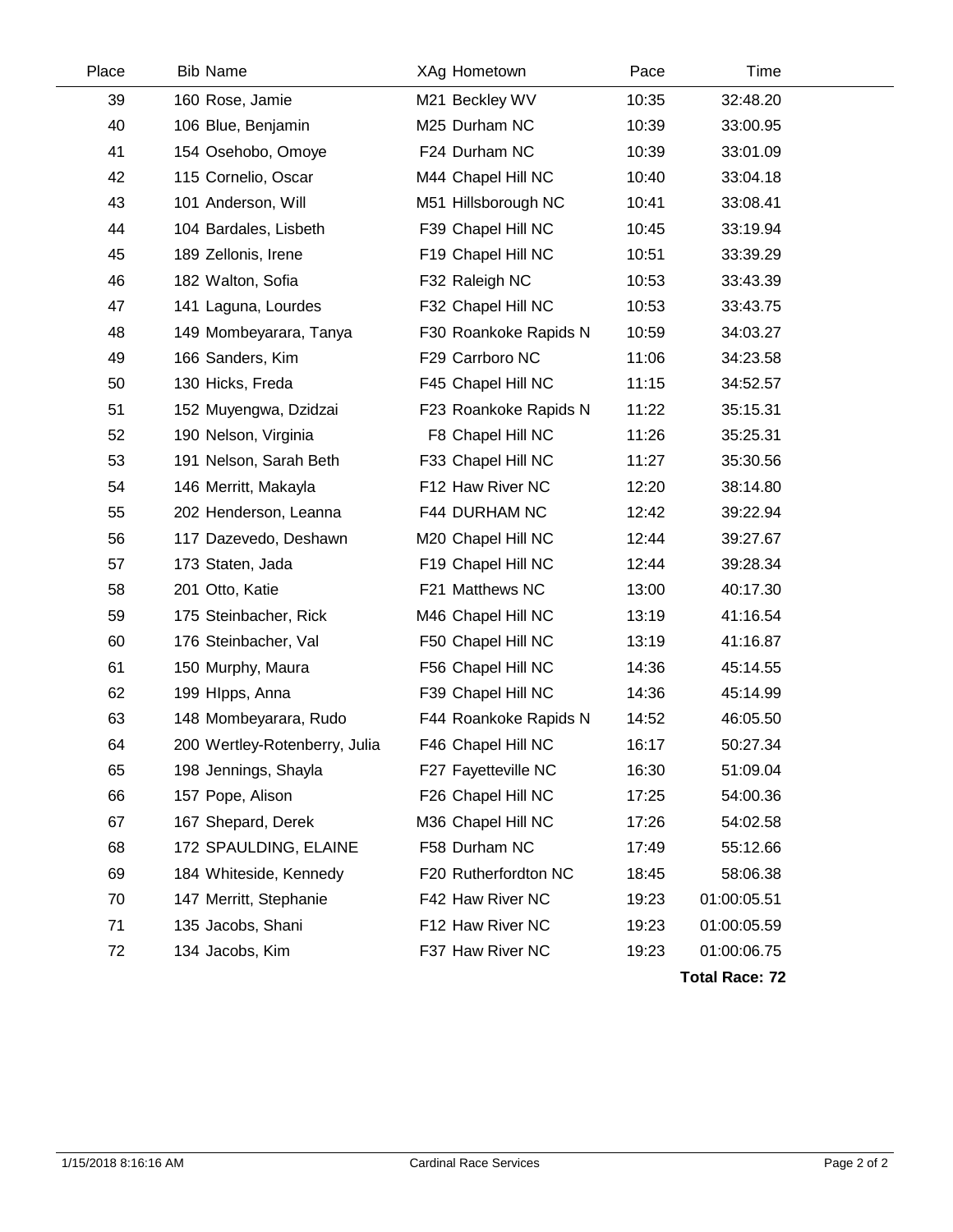| Place | Bib | Name | XAg | Hometown | Pace | Time |
|---|---|---|---|---|---|---|
| 39 | 160 | Rose, Jamie | M21 | Beckley WV | 10:35 | 32:48.20 |
| 40 | 106 | Blue, Benjamin | M25 | Durham NC | 10:39 | 33:00.95 |
| 41 | 154 | Osehobo, Omoye | F24 | Durham NC | 10:39 | 33:01.09 |
| 42 | 115 | Cornelio, Oscar | M44 | Chapel Hill NC | 10:40 | 33:04.18 |
| 43 | 101 | Anderson, Will | M51 | Hillsborough NC | 10:41 | 33:08.41 |
| 44 | 104 | Bardales, Lisbeth | F39 | Chapel Hill NC | 10:45 | 33:19.94 |
| 45 | 189 | Zellonis, Irene | F19 | Chapel Hill NC | 10:51 | 33:39.29 |
| 46 | 182 | Walton, Sofia | F32 | Raleigh NC | 10:53 | 33:43.39 |
| 47 | 141 | Laguna, Lourdes | F32 | Chapel Hill NC | 10:53 | 33:43.75 |
| 48 | 149 | Mombeyarara, Tanya | F30 | Roankoke Rapids N | 10:59 | 34:03.27 |
| 49 | 166 | Sanders, Kim | F29 | Carrboro NC | 11:06 | 34:23.58 |
| 50 | 130 | Hicks, Freda | F45 | Chapel Hill NC | 11:15 | 34:52.57 |
| 51 | 152 | Muyengwa, Dzidzai | F23 | Roankoke Rapids N | 11:22 | 35:15.31 |
| 52 | 190 | Nelson, Virginia | F8 | Chapel Hill NC | 11:26 | 35:25.31 |
| 53 | 191 | Nelson, Sarah Beth | F33 | Chapel Hill NC | 11:27 | 35:30.56 |
| 54 | 146 | Merritt, Makayla | F12 | Haw River NC | 12:20 | 38:14.80 |
| 55 | 202 | Henderson, Leanna | F44 | DURHAM NC | 12:42 | 39:22.94 |
| 56 | 117 | Dazevedo, Deshawn | M20 | Chapel Hill NC | 12:44 | 39:27.67 |
| 57 | 173 | Staten, Jada | F19 | Chapel Hill NC | 12:44 | 39:28.34 |
| 58 | 201 | Otto, Katie | F21 | Matthews NC | 13:00 | 40:17.30 |
| 59 | 175 | Steinbacher, Rick | M46 | Chapel Hill NC | 13:19 | 41:16.54 |
| 60 | 176 | Steinbacher, Val | F50 | Chapel Hill NC | 13:19 | 41:16.87 |
| 61 | 150 | Murphy, Maura | F56 | Chapel Hill NC | 14:36 | 45:14.55 |
| 62 | 199 | HIpps, Anna | F39 | Chapel Hill NC | 14:36 | 45:14.99 |
| 63 | 148 | Mombeyarara, Rudo | F44 | Roankoke Rapids N | 14:52 | 46:05.50 |
| 64 | 200 | Wertley-Rotenberry, Julia | F46 | Chapel Hill NC | 16:17 | 50:27.34 |
| 65 | 198 | Jennings, Shayla | F27 | Fayetteville NC | 16:30 | 51:09.04 |
| 66 | 157 | Pope, Alison | F26 | Chapel Hill NC | 17:25 | 54:00.36 |
| 67 | 167 | Shepard, Derek | M36 | Chapel Hill NC | 17:26 | 54:02.58 |
| 68 | 172 | SPAULDING, ELAINE | F58 | Durham NC | 17:49 | 55:12.66 |
| 69 | 184 | Whiteside, Kennedy | F20 | Rutherfordton NC | 18:45 | 58:06.38 |
| 70 | 147 | Merritt, Stephanie | F42 | Haw River NC | 19:23 | 01:00:05.51 |
| 71 | 135 | Jacobs, Shani | F12 | Haw River NC | 19:23 | 01:00:05.59 |
| 72 | 134 | Jacobs, Kim | F37 | Haw River NC | 19:23 | 01:00:06.75 |

**Total Race: 72**

1/15/2018 8:16:16 AM Cardinal Race Services